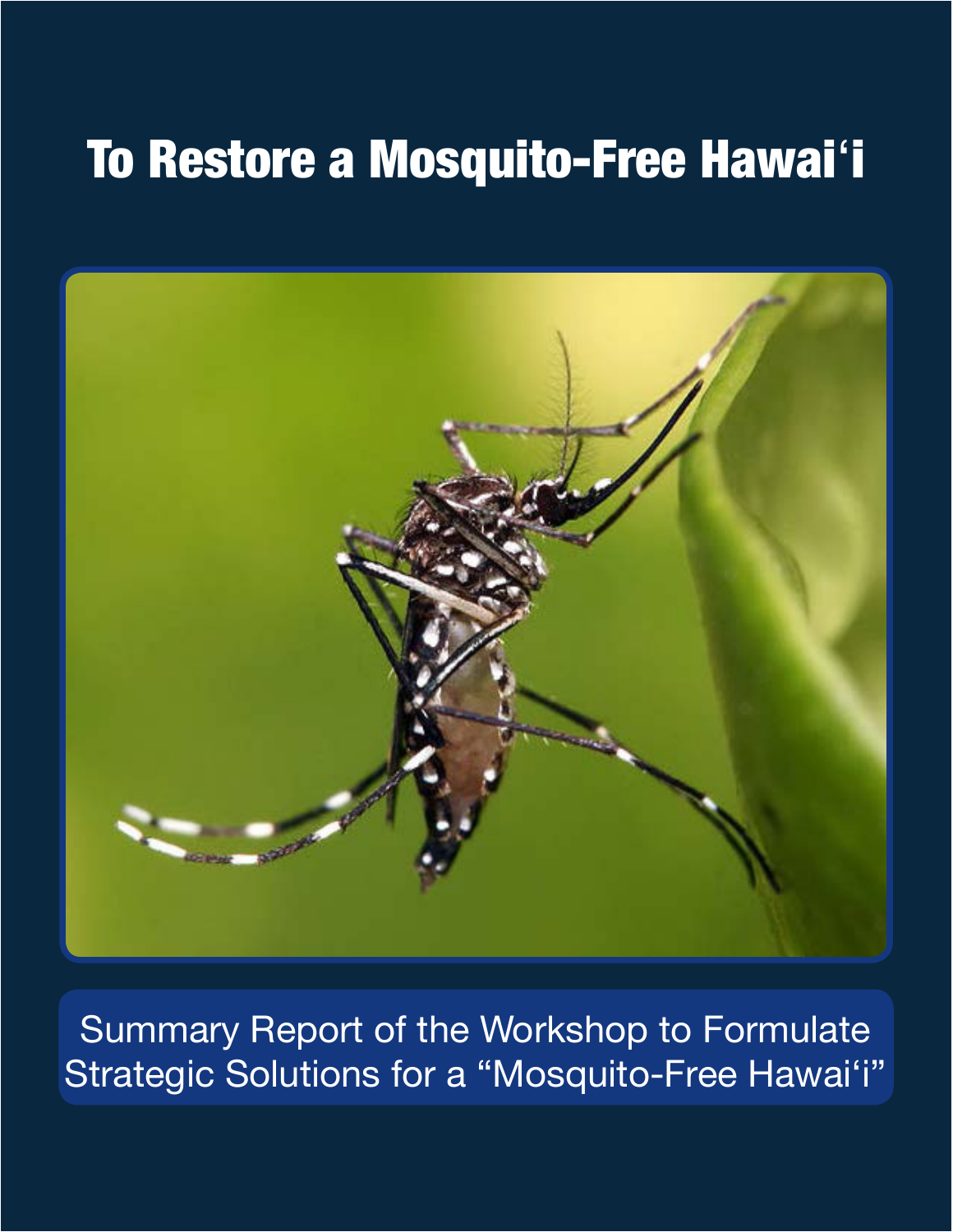# To Restore a Mosquito-Free Hawai‘i

Summary Report of the Workshop to Formulate Strategic Solutions for a “Mosquito-Free Hawai‘i”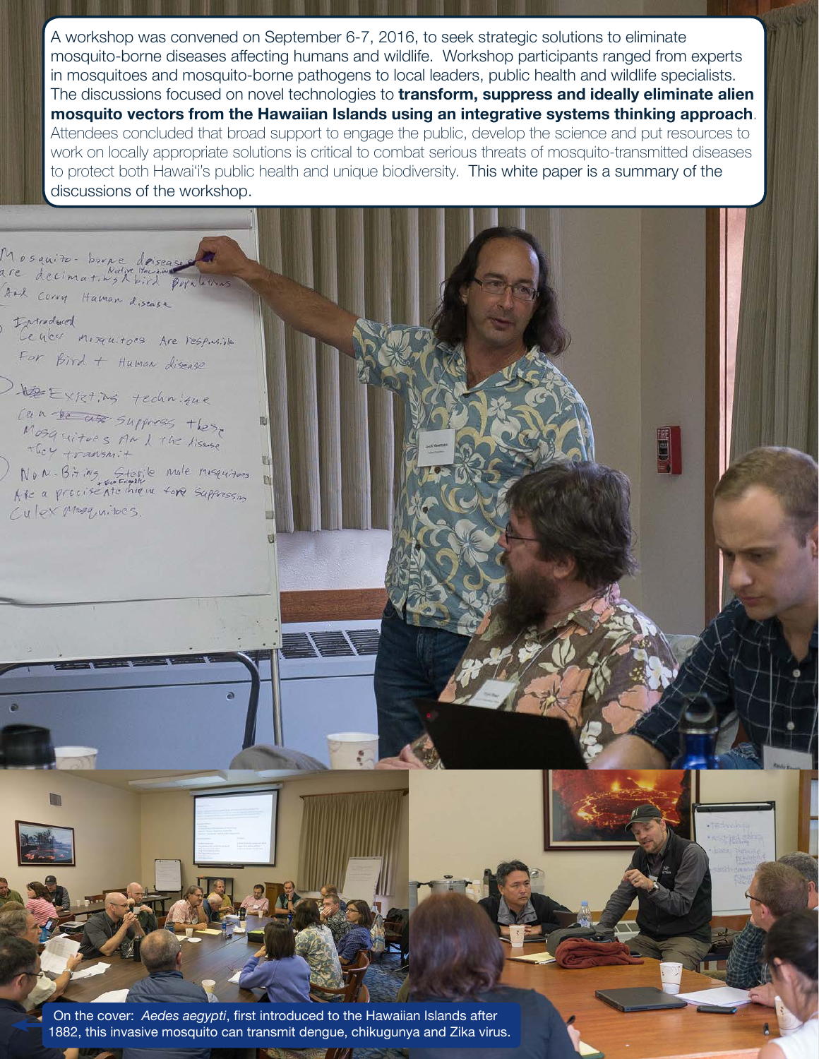A workshop was convened on September 6-7, 2016, to seek strategic solutions to eliminate mosquito-borne diseases affecting humans and wildlife. Workshop participants ranged from experts in mosquitoes and mosquito-borne pathogens to local leaders, public health and wildlife specialists. The discussions focused on novel technologies to **transform, suppress and ideally eliminate alien mosquito vectors from the Hawaiian Islands using an integrative systems thinking approach**. Attendees concluded that broad support to engage the public, develop the science and put resources to work on locally appropriate solutions is critical to combat serious threats of mosquito-transmitted diseases to protect both Hawai'i's public health and unique biodiversity. This white paper is a summary of the discussions of the workshop.

On the cover: *Aedes aegypti*, first introduced to the Hawaiian Islands after 1882, this invasive mosquito can transmit dengue, chikugunya and Zika virus.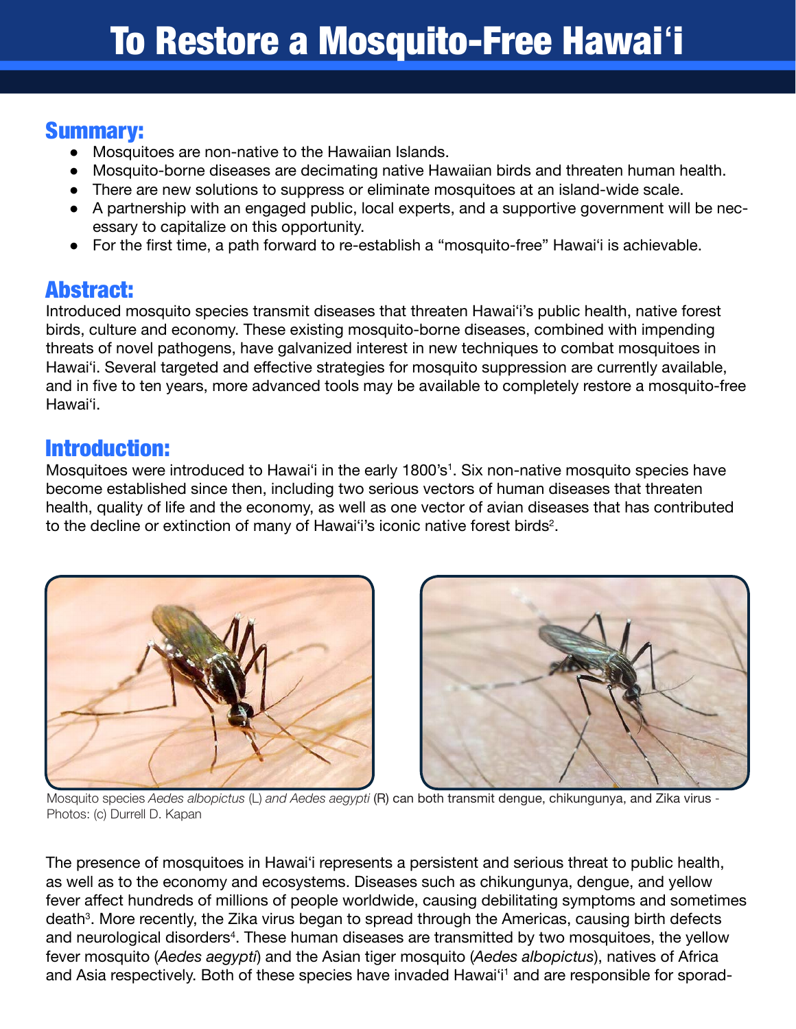# To Restore a Mosquito-Free Hawaiʻi

## Summary:

- Mosquitoes are non-native to the Hawaiian Islands.
- Mosquito-borne diseases are decimating native Hawaiian birds and threaten human health.
- There are new solutions to suppress or eliminate mosquitoes at an island-wide scale.
- A partnership with an engaged public, local experts, and a supportive government will be necessary to capitalize on this opportunity.
- For the first time, a path forward to re-establish a "mosquito-free" Hawaiʻi is achievable.

## Abstract:

Introduced mosquito species transmit diseases that threaten Hawaiʻi's public health, native forest birds, culture and economy. These existing mosquito-borne diseases, combined with impending threats of novel pathogens, have galvanized interest in new techniques to combat mosquitoes in Hawaiʻi. Several targeted and effective strategies for mosquito suppression are currently available, and in five to ten years, more advanced tools may be available to completely restore a mosquito-free Hawaiʻi.

## Introduction:

Mosquitoes were introduced to Hawaiʻi in the early 1800's[1]. Six non-native mosquito species have become established since then, including two serious vectors of human diseases that threaten health, quality of life and the economy, as well as one vector of avian diseases that has contributed to the decline or extinction of many of Hawaiʻi's iconic native forest birds[2].

Mosquito species *Aedes albopictus* (L) *and Aedes aegypti* (R) can both transmit dengue, chikungunya, and Zika virus - Photos: (c) Durrell D. Kapan

The presence of mosquitoes in Hawaiʻi represents a persistent and serious threat to public health, as well as to the economy and ecosystems. Diseases such as chikungunya, dengue, and yellow fever affect hundreds of millions of people worldwide, causing debilitating symptoms and sometimes death[3]. More recently, the Zika virus began to spread through the Americas, causing birth defects and neurological disorders[4]. These human diseases are transmitted by two mosquitoes, the yellow fever mosquito (*Aedes aegypti*) and the Asian tiger mosquito (*Aedes albopictus*), natives of Africa and Asia respectively. Both of these species have invaded Hawaiʻi[1] and are responsible for sporad-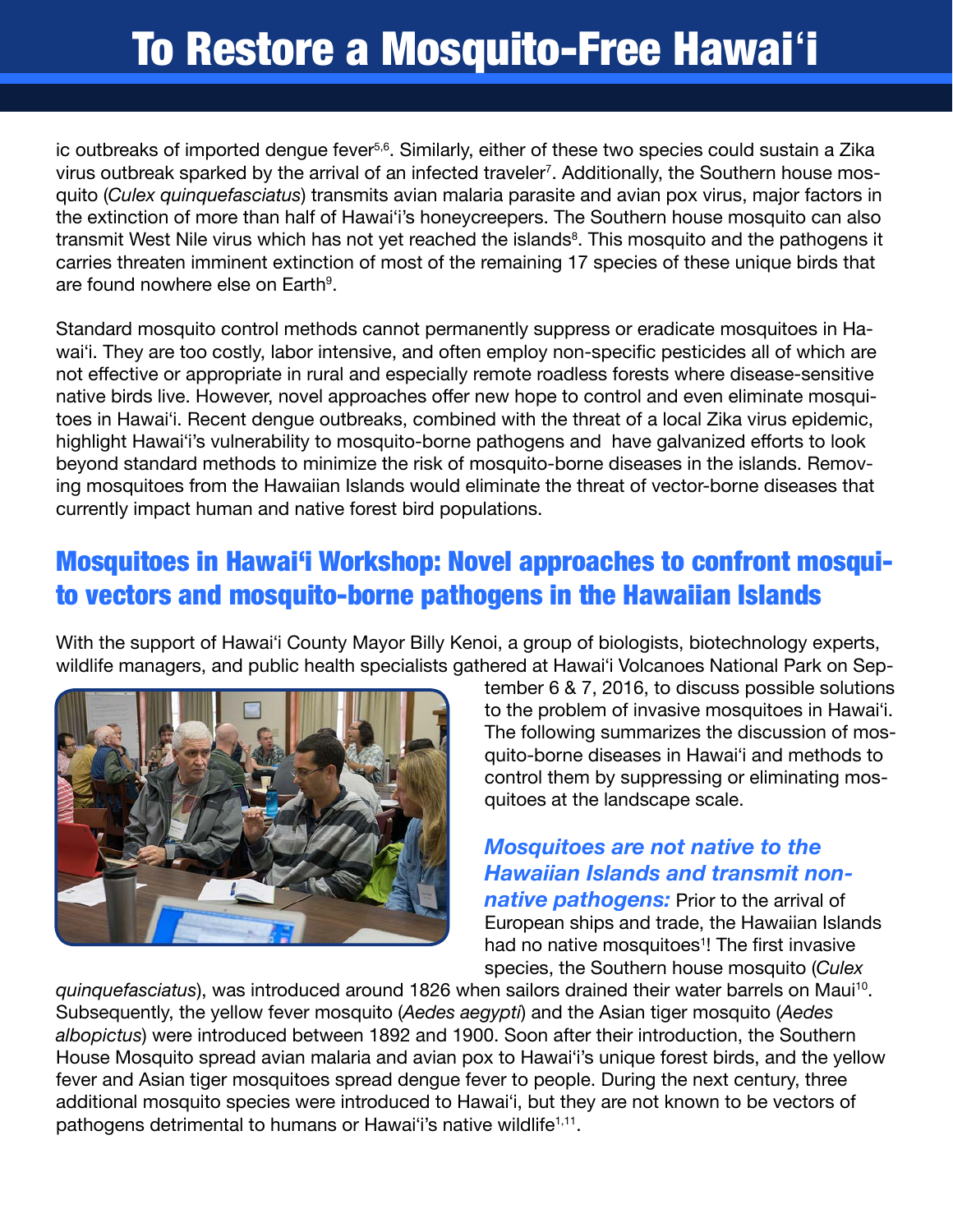ic outbreaks of imported dengue fever[5,6]. Similarly, either of these two species could sustain a Zika virus outbreak sparked by the arrival of an infected traveler[7]. Additionally, the Southern house mosquito (*Culex quinquefasciatus*) transmits avian malaria parasite and avian pox virus, major factors in the extinction of more than half of Hawai'i's honeycreepers. The Southern house mosquito can also transmit West Nile virus which has not yet reached the islands[8]. This mosquito and the pathogens it carries threaten imminent extinction of most of the remaining 17 species of these unique birds that are found nowhere else on Earth[9].

Standard mosquito control methods cannot permanently suppress or eradicate mosquitoes in Hawai'i. They are too costly, labor intensive, and often employ non-specific pesticides all of which are not effective or appropriate in rural and especially remote roadless forests where disease-sensitive native birds live. However, novel approaches offer new hope to control and even eliminate mosquitoes in Hawai'i. Recent dengue outbreaks, combined with the threat of a local Zika virus epidemic, highlight Hawai'i's vulnerability to mosquito-borne pathogens and have galvanized efforts to look beyond standard methods to minimize the risk of mosquito-borne diseases in the islands. Removing mosquitoes from the Hawaiian Islands would eliminate the threat of vector-borne diseases that currently impact human and native forest bird populations.

## Mosquitoes in Hawai'i Workshop: Novel approaches to confront mosquito vectors and mosquito-borne pathogens in the Hawaiian Islands

With the support of Hawai'i County Mayor Billy Kenoi, a group of biologists, biotechnology experts, wildlife managers, and public health specialists gathered at Hawai'i Volcanoes National Park on September 6 & 7, 2016, to discuss possible solutions to the problem of invasive mosquitoes in Hawai'i. The following summarizes the discussion of mosquito-borne diseases in Hawai'i and methods to control them by suppressing or eliminating mosquitoes at the landscape scale.

***Mosquitoes are not native to the Hawaiian Islands and transmit non-native pathogens:*** Prior to the arrival of European ships and trade, the Hawaiian Islands had no native mosquitoes[1]! The first invasive species, the Southern house mosquito (*Culex quinquefasciatus*), was introduced around 1826 when sailors drained their water barrels on Maui[10]. Subsequently, the yellow fever mosquito (*Aedes aegypti*) and the Asian tiger mosquito (*Aedes albopictus*) were introduced between 1892 and 1900. Soon after their introduction, the Southern House Mosquito spread avian malaria and avian pox to Hawai'i's unique forest birds, and the yellow fever and Asian tiger mosquitoes spread dengue fever to people. During the next century, three additional mosquito species were introduced to Hawai'i, but they are not known to be vectors of pathogens detrimental to humans or Hawai'i's native wildlife[1,11].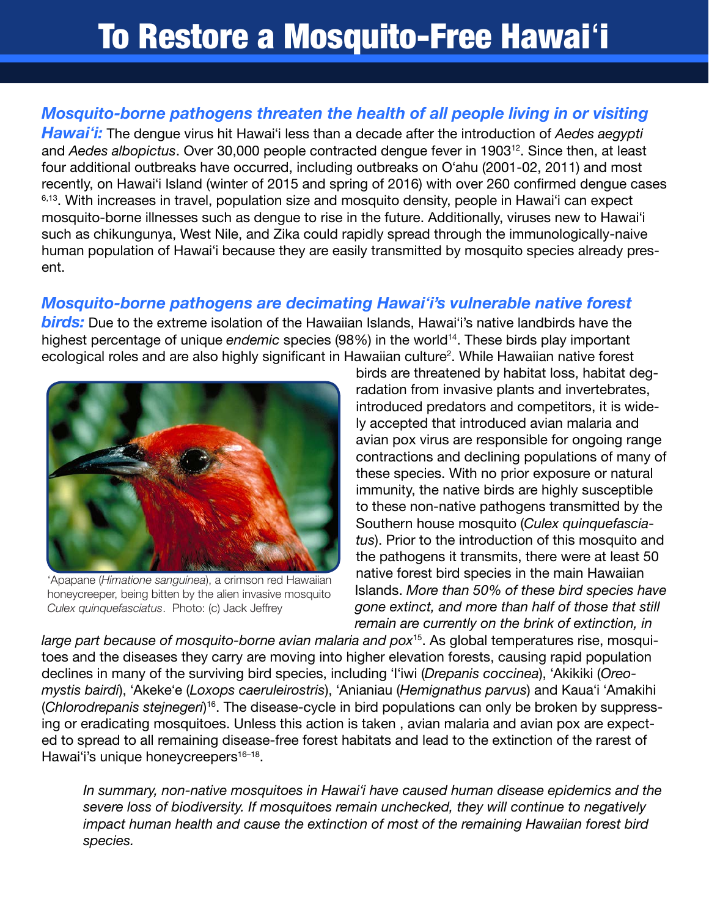# To Restore a Mosquito-Free Hawai'i

***Mosquito-borne pathogens threaten the health of all people living in or visiting Hawai'i:*** The dengue virus hit Hawai'i less than a decade after the introduction of *Aedes aegypti* and *Aedes albopictus*. Over 30,000 people contracted dengue fever in 1903[12]. Since then, at least four additional outbreaks have occurred, including outbreaks on O'ahu (2001-02, 2011) and most recently, on Hawai'i Island (winter of 2015 and spring of 2016) with over 260 confirmed dengue cases [6,13]. With increases in travel, population size and mosquito density, people in Hawai'i can expect mosquito-borne illnesses such as dengue to rise in the future. Additionally, viruses new to Hawai'i such as chikungunya, West Nile, and Zika could rapidly spread through the immunologically-naive human population of Hawai'i because they are easily transmitted by mosquito species already present.

***Mosquito-borne pathogens are decimating Hawai'i's vulnerable native forest birds:*** Due to the extreme isolation of the Hawaiian Islands, Hawai'i's native landbirds have the highest percentage of unique *endemic* species (98%) in the world[14]. These birds play important ecological roles and are also highly significant in Hawaiian culture[2]. While Hawaiian native forest birds are threatened by habitat loss, habitat degradation from invasive plants and invertebrates, introduced predators and competitors, it is widely accepted that introduced avian malaria and avian pox virus are responsible for ongoing range contractions and declining populations of many of these species. With no prior exposure or natural immunity, the native birds are highly susceptible to these non-native pathogens transmitted by the Southern house mosquito (*Culex quinquefasciatus*). Prior to the introduction of this mosquito and the pathogens it transmits, there were at least 50 native forest bird species in the main Hawaiian Islands. *More than 50% of these bird species have gone extinct, and more than half of those that still remain are currently on the brink of extinction, in large part because of mosquito-borne avian malaria and pox*[15]. As global temperatures rise, mosquitoes and the diseases they carry are moving into higher elevation forests, causing rapid population declines in many of the surviving bird species, including 'I'iwi (*Drepanis coccinea*), 'Akikiki (*Oreomystis bairdi*), 'Akeke'e (*Loxops caeruleirostris*), 'Anianiau (*Hemignathus parvus*) and Kaua'i 'Amakihi (*Chlorodrepanis stejnegeri*)[16]. The disease-cycle in bird populations can only be broken by suppressing or eradicating mosquitoes. Unless this action is taken , avian malaria and avian pox are expected to spread to all remaining disease-free forest habitats and lead to the extinction of the rarest of Hawai'i's unique honeycreepers[16–18].

'Apapane (*Himatione sanguinea*), a crimson red Hawaiian honeycreeper, being bitten by the alien invasive mosquito *Culex quinquefasciatus*. Photo: (c) Jack Jeffrey

*In summary, non-native mosquitoes in Hawai'i have caused human disease epidemics and the severe loss of biodiversity. If mosquitoes remain unchecked, they will continue to negatively impact human health and cause the extinction of most of the remaining Hawaiian forest bird species.*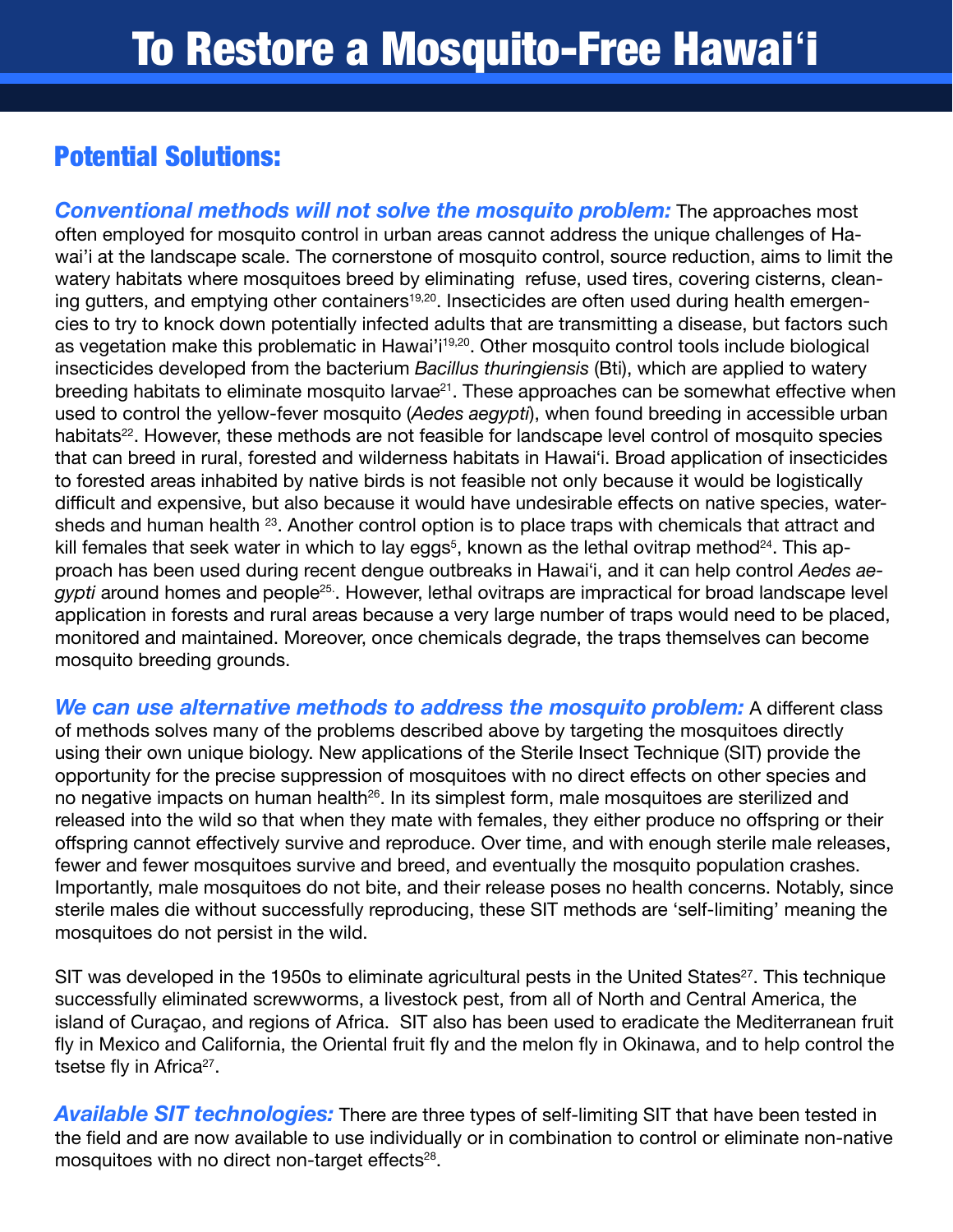# To Restore a Mosquito-Free Hawaiʻi

## Potential Solutions:

***Conventional methods will not solve the mosquito problem:*** The approaches most often employed for mosquito control in urban areas cannot address the unique challenges of Hawai'i at the landscape scale. The cornerstone of mosquito control, source reduction, aims to limit the watery habitats where mosquitoes breed by eliminating refuse, used tires, covering cisterns, cleaning gutters, and emptying other containers[19,20]. Insecticides are often used during health emergencies to try to knock down potentially infected adults that are transmitting a disease, but factors such as vegetation make this problematic in Hawai'i[19,20]. Other mosquito control tools include biological insecticides developed from the bacterium *Bacillus thuringiensis* (Bti), which are applied to watery breeding habitats to eliminate mosquito larvae[21]. These approaches can be somewhat effective when used to control the yellow-fever mosquito (*Aedes aegypti*), when found breeding in accessible urban habitats[22]. However, these methods are not feasible for landscape level control of mosquito species that can breed in rural, forested and wilderness habitats in Hawaiʻi. Broad application of insecticides to forested areas inhabited by native birds is not feasible not only because it would be logistically difficult and expensive, but also because it would have undesirable effects on native species, watersheds and human health [23]. Another control option is to place traps with chemicals that attract and kill females that seek water in which to lay eggs[5], known as the lethal ovitrap method[24]. This approach has been used during recent dengue outbreaks in Hawaiʻi, and it can help control *Aedes aegypti* around homes and people[25.]. However, lethal ovitraps are impractical for broad landscape level application in forests and rural areas because a very large number of traps would need to be placed, monitored and maintained. Moreover, once chemicals degrade, the traps themselves can become mosquito breeding grounds.

***We can use alternative methods to address the mosquito problem:*** A different class of methods solves many of the problems described above by targeting the mosquitoes directly using their own unique biology. New applications of the Sterile Insect Technique (SIT) provide the opportunity for the precise suppression of mosquitoes with no direct effects on other species and no negative impacts on human health[26]. In its simplest form, male mosquitoes are sterilized and released into the wild so that when they mate with females, they either produce no offspring or their offspring cannot effectively survive and reproduce. Over time, and with enough sterile male releases, fewer and fewer mosquitoes survive and breed, and eventually the mosquito population crashes. Importantly, male mosquitoes do not bite, and their release poses no health concerns. Notably, since sterile males die without successfully reproducing, these SIT methods are 'self-limiting' meaning the mosquitoes do not persist in the wild.

SIT was developed in the 1950s to eliminate agricultural pests in the United States[27]. This technique successfully eliminated screwworms, a livestock pest, from all of North and Central America, the island of Curaçao, and regions of Africa. SIT also has been used to eradicate the Mediterranean fruit fly in Mexico and California, the Oriental fruit fly and the melon fly in Okinawa, and to help control the tsetse fly in Africa[27].

***Available SIT technologies:*** There are three types of self-limiting SIT that have been tested in the field and are now available to use individually or in combination to control or eliminate non-native mosquitoes with no direct non-target effects[28].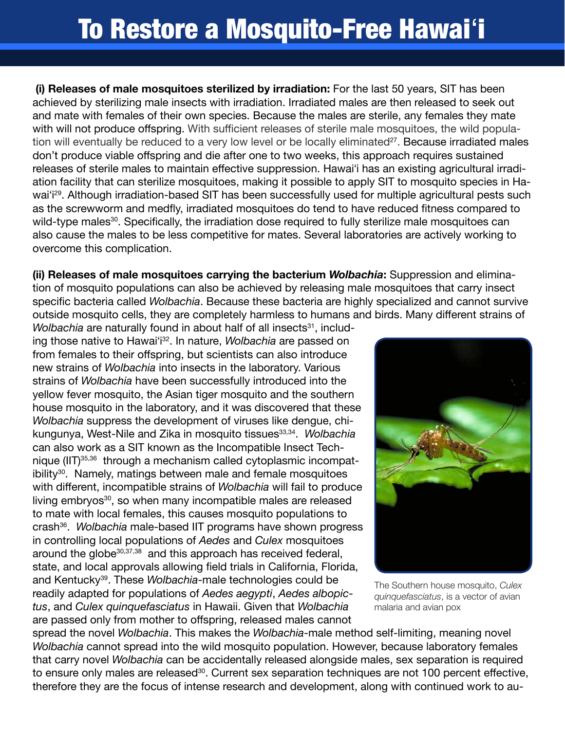# To Restore a Mosquito-Free Hawai'i

**(i) Releases of male mosquitoes sterilized by irradiation:** For the last 50 years, SIT has been achieved by sterilizing male insects with irradiation. Irradiated males are then released to seek out and mate with females of their own species. Because the males are sterile, any females they mate with will not produce offspring. With sufficient releases of sterile male mosquitoes, the wild population will eventually be reduced to a very low level or be locally eliminated[27]. Because irradiated males don't produce viable offspring and die after one to two weeks, this approach requires sustained releases of sterile males to maintain effective suppression. Hawai'i has an existing agricultural irradiation facility that can sterilize mosquitoes, making it possible to apply SIT to mosquito species in Hawai'i[29]. Although irradiation-based SIT has been successfully used for multiple agricultural pests such as the screwworm and medfly, irradiated mosquitoes do tend to have reduced fitness compared to wild-type males[30]. Specifically, the irradiation dose required to fully sterilize male mosquitoes can also cause the males to be less competitive for mates. Several laboratories are actively working to overcome this complication.

**(ii) Releases of male mosquitoes carrying the bacterium *Wolbachia*:** Suppression and elimination of mosquito populations can also be achieved by releasing male mosquitoes that carry insect specific bacteria called *Wolbachia*. Because these bacteria are highly specialized and cannot survive outside mosquito cells, they are completely harmless to humans and birds. Many different strains of *Wolbachia* are naturally found in about half of all insects[31], including those native to Hawai'i[32]. In nature, *Wolbachia* are passed on from females to their offspring, but scientists can also introduce new strains of *Wolbachia* into insects in the laboratory. Various strains of *Wolbachia* have been successfully introduced into the yellow fever mosquito, the Asian tiger mosquito and the southern house mosquito in the laboratory, and it was discovered that these *Wolbachia* suppress the development of viruses like dengue, chikungunya, West-Nile and Zika in mosquito tissues[33,34]. *Wolbachia* can also work as a SIT known as the Incompatible Insect Technique (IIT)[35,36] through a mechanism called cytoplasmic incompatibility[30]. Namely, matings between male and female mosquitoes with different, incompatible strains of *Wolbachia* will fail to produce living embryos[30], so when many incompatible males are released to mate with local females, this causes mosquito populations to crash[36]. *Wolbachia* male-based IIT programs have shown progress in controlling local populations of *Aedes* and *Culex* mosquitoes around the globe[30,37,38] and this approach has received federal, state, and local approvals allowing field trials in California, Florida, and Kentucky[39]. These *Wolbachia*-male technologies could be readily adapted for populations of *Aedes aegypti*, *Aedes albopictus*, and *Culex quinquefasciatus* in Hawaii. Given that *Wolbachia* are passed only from mother to offspring, released males cannot spread the novel *Wolbachia*. This makes the *Wolbachia*-male method self-limiting, meaning novel *Wolbachia* cannot spread into the wild mosquito population. However, because laboratory females that carry novel *Wolbachia* can be accidentally released alongside males, sex separation is required to ensure only males are released[30]. Current sex separation techniques are not 100 percent effective, therefore they are the focus of intense research and development, along with continued work to au-

The Southern house mosquito, *Culex quinquefasciatus*, is a vector of avian malaria and avian pox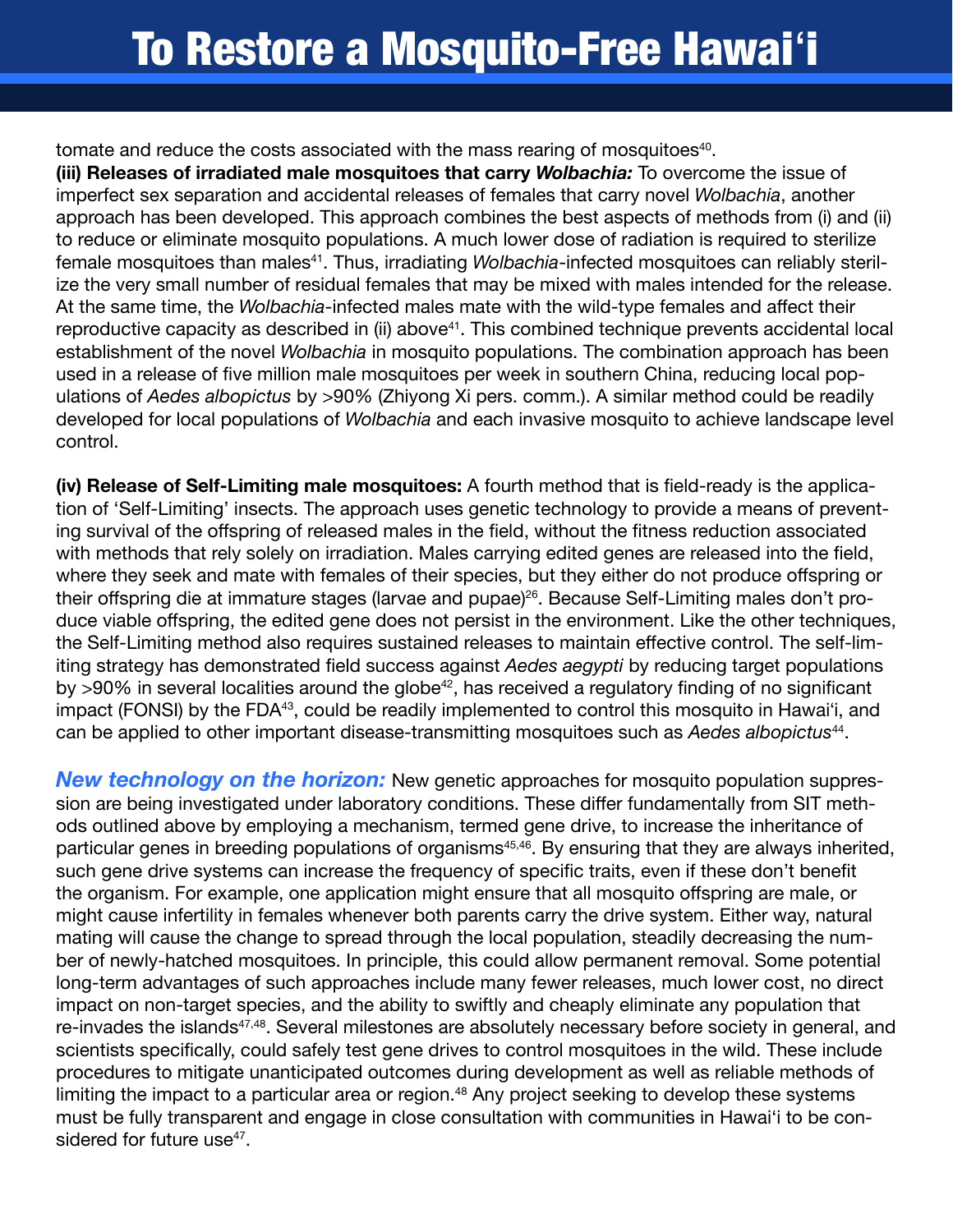tomate and reduce the costs associated with the mass rearing of mosquitoes[40].

**(iii) Releases of irradiated male mosquitoes that carry *Wolbachia:*** To overcome the issue of imperfect sex separation and accidental releases of females that carry novel *Wolbachia*, another approach has been developed. This approach combines the best aspects of methods from (i) and (ii) to reduce or eliminate mosquito populations. A much lower dose of radiation is required to sterilize female mosquitoes than males[41]. Thus, irradiating *Wolbachia*-infected mosquitoes can reliably sterilize the very small number of residual females that may be mixed with males intended for the release. At the same time, the *Wolbachia*-infected males mate with the wild-type females and affect their reproductive capacity as described in (ii) above[41]. This combined technique prevents accidental local establishment of the novel *Wolbachia* in mosquito populations. The combination approach has been used in a release of five million male mosquitoes per week in southern China, reducing local populations of *Aedes albopictus* by >90% (Zhiyong Xi pers. comm.). A similar method could be readily developed for local populations of *Wolbachia* and each invasive mosquito to achieve landscape level control.

**(iv) Release of Self-Limiting male mosquitoes:** A fourth method that is field-ready is the application of 'Self-Limiting' insects. The approach uses genetic technology to provide a means of preventing survival of the offspring of released males in the field, without the fitness reduction associated with methods that rely solely on irradiation. Males carrying edited genes are released into the field, where they seek and mate with females of their species, but they either do not produce offspring or their offspring die at immature stages (larvae and pupae)[26]. Because Self-Limiting males don't produce viable offspring, the edited gene does not persist in the environment. Like the other techniques, the Self-Limiting method also requires sustained releases to maintain effective control. The self-limiting strategy has demonstrated field success against *Aedes aegypti* by reducing target populations by >90% in several localities around the globe[42], has received a regulatory finding of no significant impact (FONSI) by the FDA[43], could be readily implemented to control this mosquito in Hawai'i, and can be applied to other important disease-transmitting mosquitoes such as *Aedes albopictus*[44].

***New technology on the horizon:*** New genetic approaches for mosquito population suppression are being investigated under laboratory conditions. These differ fundamentally from SIT methods outlined above by employing a mechanism, termed gene drive, to increase the inheritance of particular genes in breeding populations of organisms[45,46]. By ensuring that they are always inherited, such gene drive systems can increase the frequency of specific traits, even if these don't benefit the organism. For example, one application might ensure that all mosquito offspring are male, or might cause infertility in females whenever both parents carry the drive system. Either way, natural mating will cause the change to spread through the local population, steadily decreasing the number of newly-hatched mosquitoes. In principle, this could allow permanent removal. Some potential long-term advantages of such approaches include many fewer releases, much lower cost, no direct impact on non-target species, and the ability to swiftly and cheaply eliminate any population that re-invades the islands[47,48]. Several milestones are absolutely necessary before society in general, and scientists specifically, could safely test gene drives to control mosquitoes in the wild. These include procedures to mitigate unanticipated outcomes during development as well as reliable methods of limiting the impact to a particular area or region.[48] Any project seeking to develop these systems must be fully transparent and engage in close consultation with communities in Hawai'i to be considered for future use[47].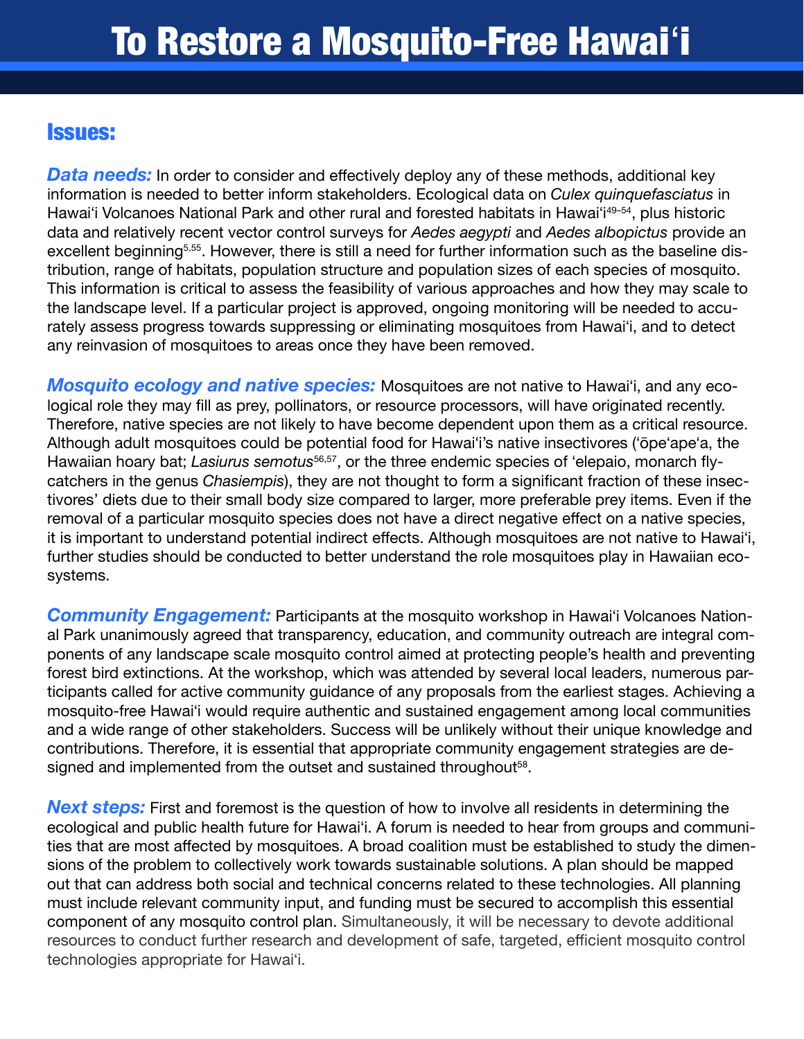# To Restore a Mosquito-Free Hawaiʻi

## Issues:

***Data needs:*** In order to consider and effectively deploy any of these methods, additional key information is needed to better inform stakeholders. Ecological data on *Culex quinquefasciatus* in Hawaiʻi Volcanoes National Park and other rural and forested habitats in Hawaiʻi[49–54], plus historic data and relatively recent vector control surveys for *Aedes aegypti* and *Aedes albopictus* provide an excellent beginning[5,55]. However, there is still a need for further information such as the baseline distribution, range of habitats, population structure and population sizes of each species of mosquito. This information is critical to assess the feasibility of various approaches and how they may scale to the landscape level. If a particular project is approved, ongoing monitoring will be needed to accurately assess progress towards suppressing or eliminating mosquitoes from Hawaiʻi, and to detect any reinvasion of mosquitoes to areas once they have been removed.

***Mosquito ecology and native species:*** Mosquitoes are not native to Hawaiʻi, and any ecological role they may fill as prey, pollinators, or resource processors, will have originated recently. Therefore, native species are not likely to have become dependent upon them as a critical resource. Although adult mosquitoes could be potential food for Hawaiʻi's native insectivores (ʻōpeʻapeʻa, the Hawaiian hoary bat; *Lasiurus semotus*[56,57], or the three endemic species of ʻelepaio, monarch flycatchers in the genus *Chasiempis*), they are not thought to form a significant fraction of these insectivores' diets due to their small body size compared to larger, more preferable prey items. Even if the removal of a particular mosquito species does not have a direct negative effect on a native species, it is important to understand potential indirect effects. Although mosquitoes are not native to Hawaiʻi, further studies should be conducted to better understand the role mosquitoes play in Hawaiian ecosystems.

***Community Engagement:*** Participants at the mosquito workshop in Hawaiʻi Volcanoes National Park unanimously agreed that transparency, education, and community outreach are integral components of any landscape scale mosquito control aimed at protecting people's health and preventing forest bird extinctions. At the workshop, which was attended by several local leaders, numerous participants called for active community guidance of any proposals from the earliest stages. Achieving a mosquito-free Hawaiʻi would require authentic and sustained engagement among local communities and a wide range of other stakeholders. Success will be unlikely without their unique knowledge and contributions. Therefore, it is essential that appropriate community engagement strategies are designed and implemented from the outset and sustained throughout[58].

***Next steps:*** First and foremost is the question of how to involve all residents in determining the ecological and public health future for Hawaiʻi. A forum is needed to hear from groups and communities that are most affected by mosquitoes. A broad coalition must be established to study the dimensions of the problem to collectively work towards sustainable solutions. A plan should be mapped out that can address both social and technical concerns related to these technologies. All planning must include relevant community input, and funding must be secured to accomplish this essential component of any mosquito control plan. Simultaneously, it will be necessary to devote additional resources to conduct further research and development of safe, targeted, efficient mosquito control technologies appropriate for Hawaiʻi.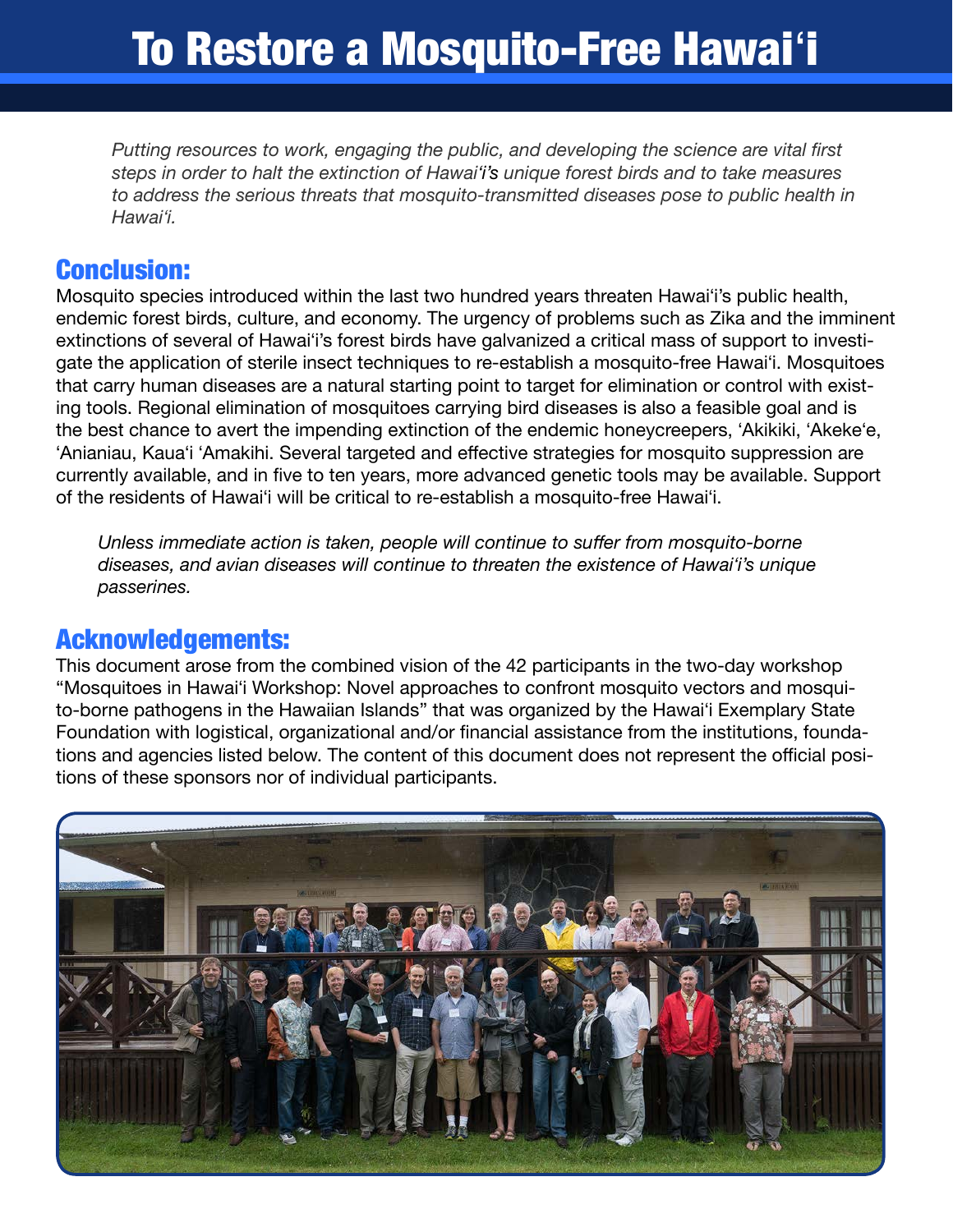# To Restore a Mosquito-Free Hawaiʻi

*Putting resources to work, engaging the public, and developing the science are vital first steps in order to halt the extinction of Hawaiʻi's unique forest birds and to take measures to address the serious threats that mosquito-transmitted diseases pose to public health in Hawaiʻi.*

## Conclusion:

Mosquito species introduced within the last two hundred years threaten Hawaiʻi's public health, endemic forest birds, culture, and economy. The urgency of problems such as Zika and the imminent extinctions of several of Hawaiʻi's forest birds have galvanized a critical mass of support to investigate the application of sterile insect techniques to re-establish a mosquito-free Hawaiʻi. Mosquitoes that carry human diseases are a natural starting point to target for elimination or control with existing tools. Regional elimination of mosquitoes carrying bird diseases is also a feasible goal and is the best chance to avert the impending extinction of the endemic honeycreepers, ʻAkikiki, ʻAkekeʻe, ʻAnianiau, Kauaʻi ʻAmakihi. Several targeted and effective strategies for mosquito suppression are currently available, and in five to ten years, more advanced genetic tools may be available. Support of the residents of Hawaiʻi will be critical to re-establish a mosquito-free Hawaiʻi.

*Unless immediate action is taken, people will continue to suffer from mosquito-borne diseases, and avian diseases will continue to threaten the existence of Hawaiʻi's unique passerines.*

## Acknowledgements:

This document arose from the combined vision of the 42 participants in the two-day workshop "Mosquitoes in Hawaiʻi Workshop: Novel approaches to confront mosquito vectors and mosquito-borne pathogens in the Hawaiian Islands" that was organized by the Hawaiʻi Exemplary State Foundation with logistical, organizational and/or financial assistance from the institutions, foundations and agencies listed below. The content of this document does not represent the official positions of these sponsors nor of individual participants.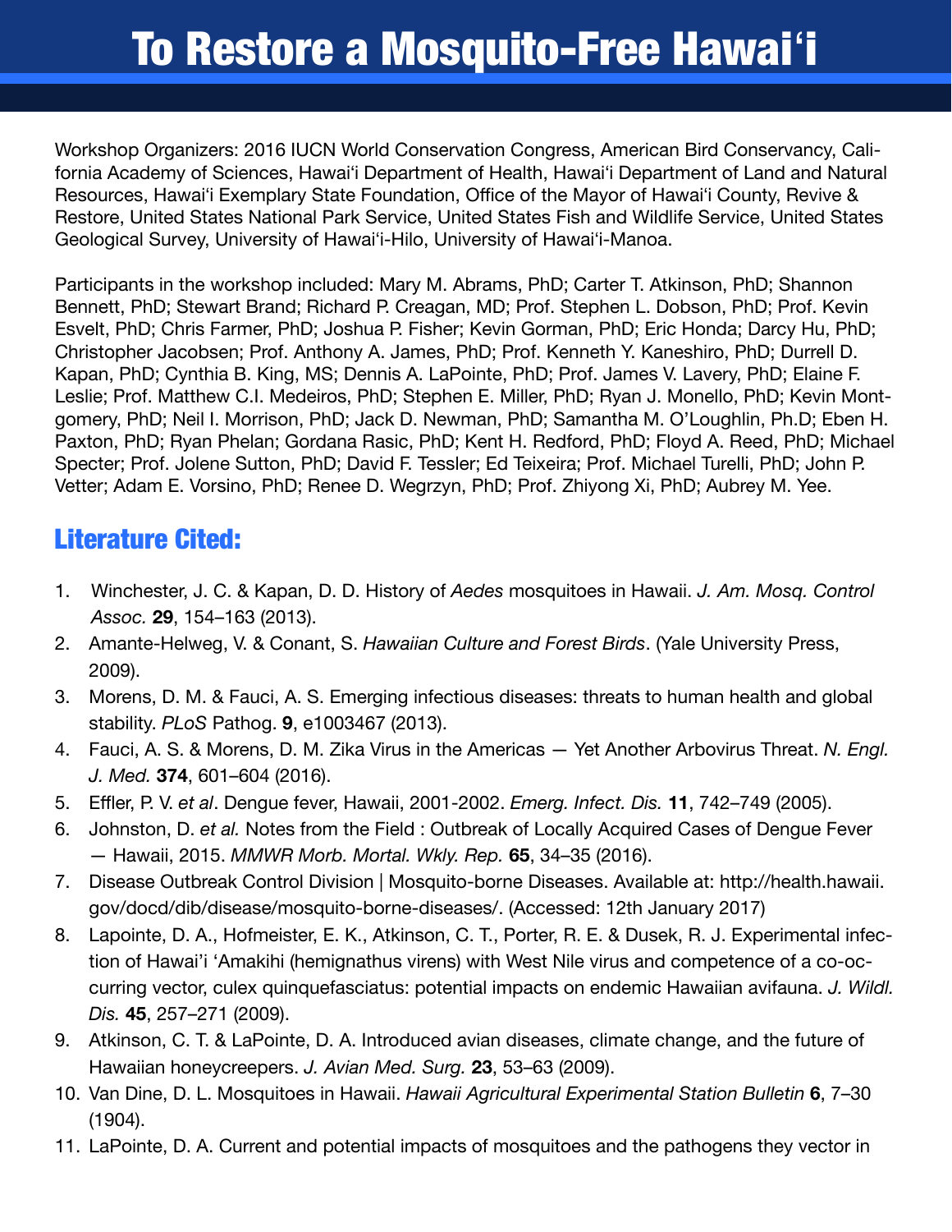# To Restore a Mosquito-Free Hawaiʻi

Workshop Organizers: 2016 IUCN World Conservation Congress, American Bird Conservancy, California Academy of Sciences, Hawaiʻi Department of Health, Hawaiʻi Department of Land and Natural Resources, Hawaiʻi Exemplary State Foundation, Office of the Mayor of Hawaiʻi County, Revive & Restore, United States National Park Service, United States Fish and Wildlife Service, United States Geological Survey, University of Hawaiʻi-Hilo, University of Hawaiʻi-Manoa.

Participants in the workshop included: Mary M. Abrams, PhD; Carter T. Atkinson, PhD; Shannon Bennett, PhD; Stewart Brand; Richard P. Creagan, MD; Prof. Stephen L. Dobson, PhD; Prof. Kevin Esvelt, PhD; Chris Farmer, PhD; Joshua P. Fisher; Kevin Gorman, PhD; Eric Honda; Darcy Hu, PhD; Christopher Jacobsen; Prof. Anthony A. James, PhD; Prof. Kenneth Y. Kaneshiro, PhD; Durrell D. Kapan, PhD; Cynthia B. King, MS; Dennis A. LaPointe, PhD; Prof. James V. Lavery, PhD; Elaine F. Leslie; Prof. Matthew C.I. Medeiros, PhD; Stephen E. Miller, PhD; Ryan J. Monello, PhD; Kevin Montgomery, PhD; Neil I. Morrison, PhD; Jack D. Newman, PhD; Samantha M. O'Loughlin, Ph.D; Eben H. Paxton, PhD; Ryan Phelan; Gordana Rasic, PhD; Kent H. Redford, PhD; Floyd A. Reed, PhD; Michael Specter; Prof. Jolene Sutton, PhD; David F. Tessler; Ed Teixeira; Prof. Michael Turelli, PhD; John P. Vetter; Adam E. Vorsino, PhD; Renee D. Wegrzyn, PhD; Prof. Zhiyong Xi, PhD; Aubrey M. Yee.

## Literature Cited:

1. Winchester, J. C. & Kapan, D. D. History of *Aedes* mosquitoes in Hawaii. *J. Am. Mosq. Control Assoc.* **29**, 154–163 (2013).
2. Amante-Helweg, V. & Conant, S. *Hawaiian Culture and Forest Birds*. (Yale University Press, 2009).
3. Morens, D. M. & Fauci, A. S. Emerging infectious diseases: threats to human health and global stability. *PLoS* Pathog. **9**, e1003467 (2013).
4. Fauci, A. S. & Morens, D. M. Zika Virus in the Americas — Yet Another Arbovirus Threat. *N. Engl. J. Med.* **374**, 601–604 (2016).
5. Effler, P. V. *et al*. Dengue fever, Hawaii, 2001-2002. *Emerg. Infect. Dis.* **11**, 742–749 (2005).
6. Johnston, D. *et al.* Notes from the Field : Outbreak of Locally Acquired Cases of Dengue Fever — Hawaii, 2015. *MMWR Morb. Mortal. Wkly. Rep.* **65**, 34–35 (2016).
7. Disease Outbreak Control Division | Mosquito-borne Diseases. Available at: http://health.hawaii.gov/docd/dib/disease/mosquito-borne-diseases/. (Accessed: 12th January 2017)
8. Lapointe, D. A., Hofmeister, E. K., Atkinson, C. T., Porter, R. E. & Dusek, R. J. Experimental infection of Hawaiʻi ʻAmakihi (hemignathus virens) with West Nile virus and competence of a co-occurring vector, culex quinquefasciatus: potential impacts on endemic Hawaiian avifauna. *J. Wildl. Dis.* **45**, 257–271 (2009).
9. Atkinson, C. T. & LaPointe, D. A. Introduced avian diseases, climate change, and the future of Hawaiian honeycreepers. *J. Avian Med. Surg.* **23**, 53–63 (2009).
10. Van Dine, D. L. Mosquitoes in Hawaii. *Hawaii Agricultural Experimental Station Bulletin* **6**, 7–30 (1904).
11. LaPointe, D. A. Current and potential impacts of mosquitoes and the pathogens they vector in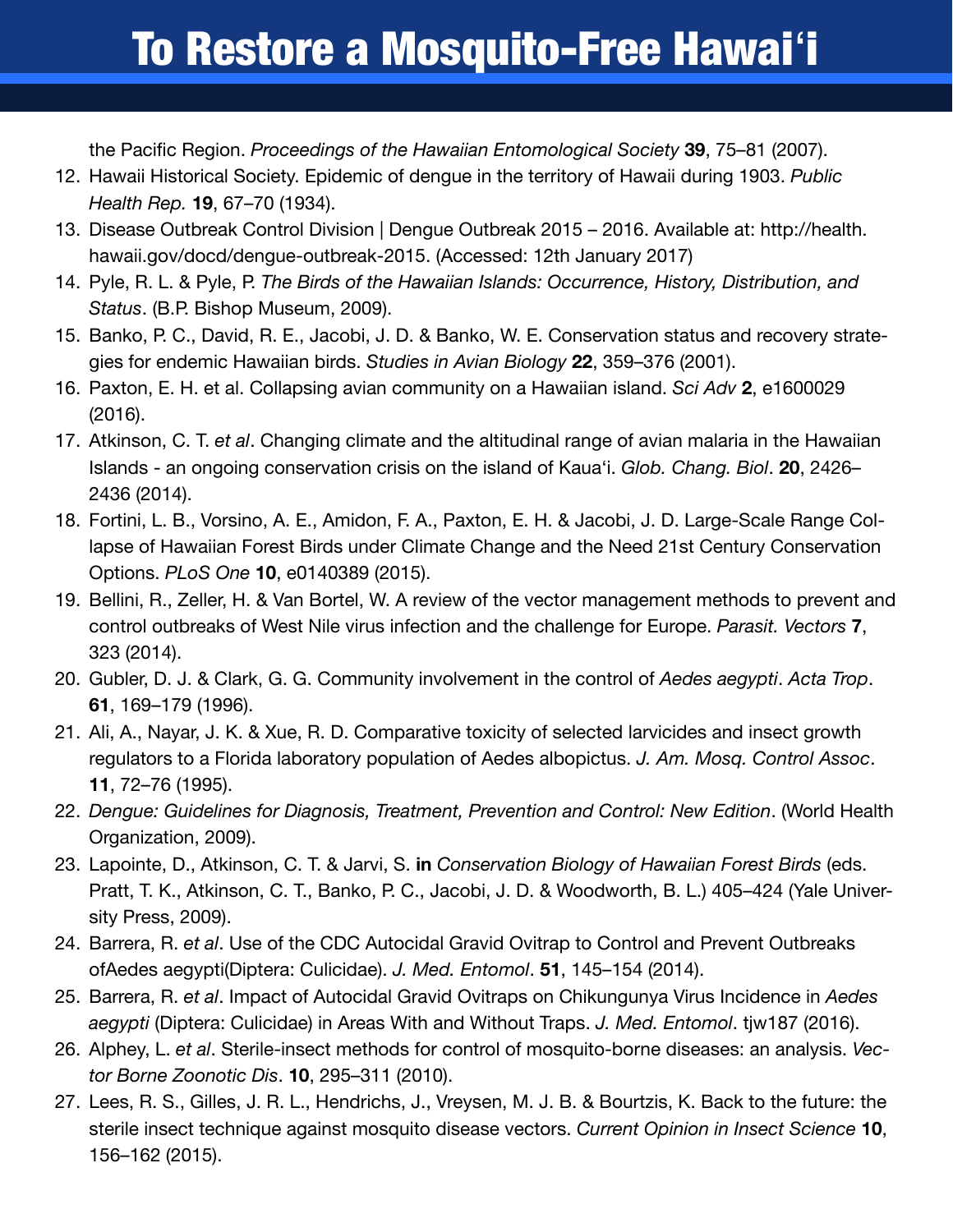the Pacific Region. *Proceedings of the Hawaiian Entomological Society* **39**, 75–81 (2007).

12. Hawaii Historical Society. Epidemic of dengue in the territory of Hawaii during 1903. *Public Health Rep.* **19**, 67–70 (1934).
13. Disease Outbreak Control Division | Dengue Outbreak 2015 – 2016. Available at: http://health.hawaii.gov/docd/dengue-outbreak-2015. (Accessed: 12th January 2017)
14. Pyle, R. L. & Pyle, P. *The Birds of the Hawaiian Islands: Occurrence, History, Distribution, and Status*. (B.P. Bishop Museum, 2009).
15. Banko, P. C., David, R. E., Jacobi, J. D. & Banko, W. E. Conservation status and recovery strategies for endemic Hawaiian birds. *Studies in Avian Biology* **22**, 359–376 (2001).
16. Paxton, E. H. et al. Collapsing avian community on a Hawaiian island. *Sci Adv* **2**, e1600029 (2016).
17. Atkinson, C. T. *et al*. Changing climate and the altitudinal range of avian malaria in the Hawaiian Islands - an ongoing conservation crisis on the island of Kaua'i. *Glob. Chang. Biol*. **20**, 2426–2436 (2014).
18. Fortini, L. B., Vorsino, A. E., Amidon, F. A., Paxton, E. H. & Jacobi, J. D. Large-Scale Range Collapse of Hawaiian Forest Birds under Climate Change and the Need 21st Century Conservation Options. *PLoS One* **10**, e0140389 (2015).
19. Bellini, R., Zeller, H. & Van Bortel, W. A review of the vector management methods to prevent and control outbreaks of West Nile virus infection and the challenge for Europe. *Parasit. Vectors* **7**, 323 (2014).
20. Gubler, D. J. & Clark, G. G. Community involvement in the control of *Aedes aegypti*. *Acta Trop*. **61**, 169–179 (1996).
21. Ali, A., Nayar, J. K. & Xue, R. D. Comparative toxicity of selected larvicides and insect growth regulators to a Florida laboratory population of Aedes albopictus. *J. Am. Mosq. Control Assoc*. **11**, 72–76 (1995).
22. *Dengue: Guidelines for Diagnosis, Treatment, Prevention and Control: New Edition*. (World Health Organization, 2009).
23. Lapointe, D., Atkinson, C. T. & Jarvi, S. **in** *Conservation Biology of Hawaiian Forest Birds* (eds. Pratt, T. K., Atkinson, C. T., Banko, P. C., Jacobi, J. D. & Woodworth, B. L.) 405–424 (Yale University Press, 2009).
24. Barrera, R. *et al*. Use of the CDC Autocidal Gravid Ovitrap to Control and Prevent Outbreaks ofAedes aegypti(Diptera: Culicidae). *J. Med. Entomol*. **51**, 145–154 (2014).
25. Barrera, R. *et al*. Impact of Autocidal Gravid Ovitraps on Chikungunya Virus Incidence in *Aedes aegypti* (Diptera: Culicidae) in Areas With and Without Traps. *J. Med. Entomol*. tjw187 (2016).
26. Alphey, L. *et al*. Sterile-insect methods for control of mosquito-borne diseases: an analysis. *Vector Borne Zoonotic Dis*. **10**, 295–311 (2010).
27. Lees, R. S., Gilles, J. R. L., Hendrichs, J., Vreysen, M. J. B. & Bourtzis, K. Back to the future: the sterile insect technique against mosquito disease vectors. *Current Opinion in Insect Science* **10**, 156–162 (2015).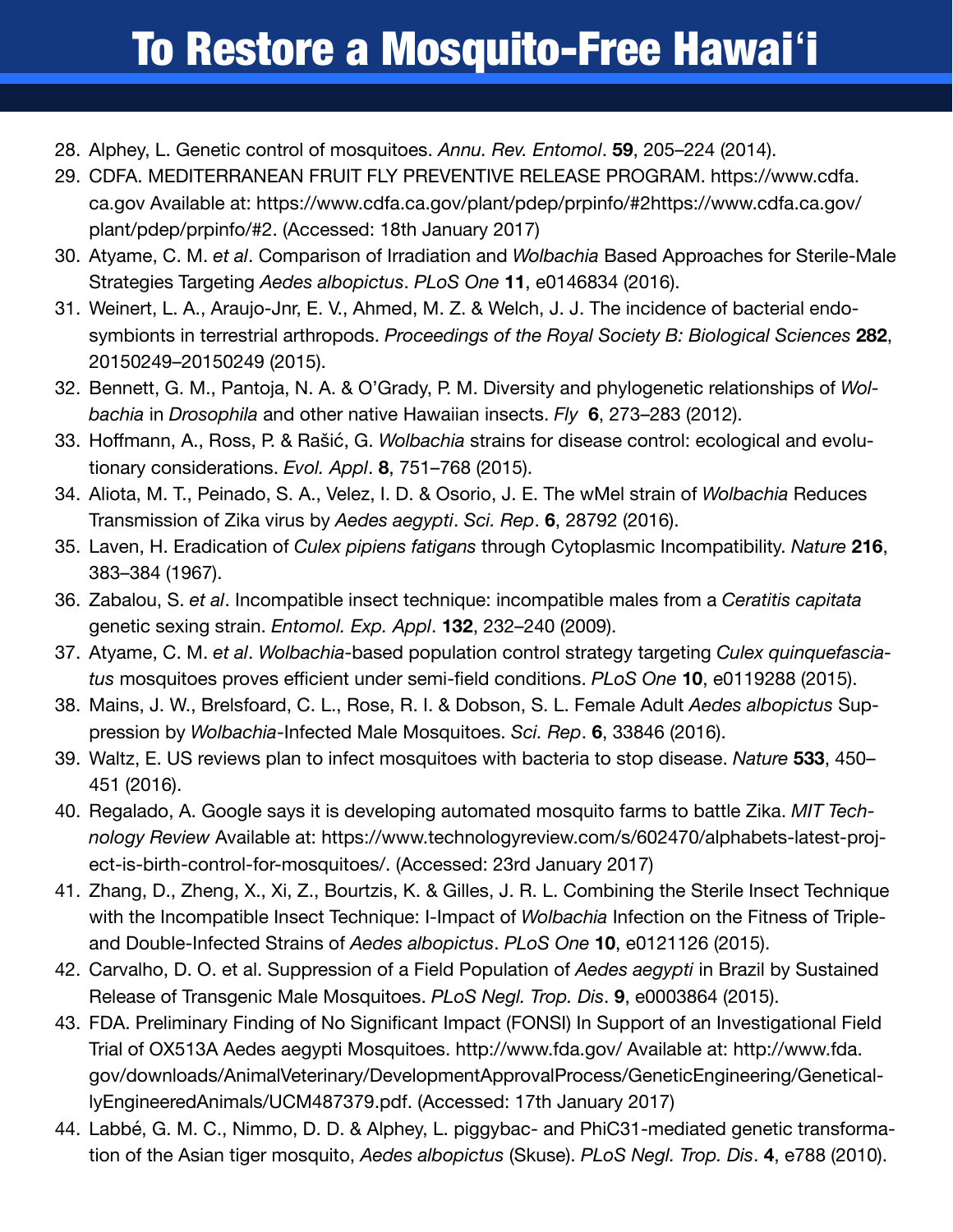28. Alphey, L. Genetic control of mosquitoes. *Annu. Rev. Entomol*. **59**, 205–224 (2014).
29. CDFA. MEDITERRANEAN FRUIT FLY PREVENTIVE RELEASE PROGRAM. https://www.cdfa.ca.gov Available at: https://www.cdfa.ca.gov/plant/pdep/prpinfo/#2https://www.cdfa.ca.gov/plant/pdep/prpinfo/#2. (Accessed: 18th January 2017)
30. Atyame, C. M. *et al*. Comparison of Irradiation and *Wolbachia* Based Approaches for Sterile-Male Strategies Targeting *Aedes albopictus*. *PLoS One* **11**, e0146834 (2016).
31. Weinert, L. A., Araujo-Jnr, E. V., Ahmed, M. Z. & Welch, J. J. The incidence of bacterial endosymbionts in terrestrial arthropods. *Proceedings of the Royal Society B: Biological Sciences* **282**, 20150249–20150249 (2015).
32. Bennett, G. M., Pantoja, N. A. & O'Grady, P. M. Diversity and phylogenetic relationships of *Wolbachia* in *Drosophila* and other native Hawaiian insects. *Fly* **6**, 273–283 (2012).
33. Hoffmann, A., Ross, P. & Rašić, G. *Wolbachia* strains for disease control: ecological and evolutionary considerations. *Evol. Appl*. **8**, 751–768 (2015).
34. Aliota, M. T., Peinado, S. A., Velez, I. D. & Osorio, J. E. The wMel strain of *Wolbachia* Reduces Transmission of Zika virus by *Aedes aegypti*. *Sci. Rep*. **6**, 28792 (2016).
35. Laven, H. Eradication of *Culex pipiens fatigans* through Cytoplasmic Incompatibility. *Nature* **216**, 383–384 (1967).
36. Zabalou, S. *et al*. Incompatible insect technique: incompatible males from a *Ceratitis capitata* genetic sexing strain. *Entomol. Exp. Appl*. **132**, 232–240 (2009).
37. Atyame, C. M. *et al*. *Wolbachia*-based population control strategy targeting *Culex quinquefasciatus* mosquitoes proves efficient under semi-field conditions. *PLoS One* **10**, e0119288 (2015).
38. Mains, J. W., Brelsfoard, C. L., Rose, R. I. & Dobson, S. L. Female Adult *Aedes albopictus* Suppression by *Wolbachia*-Infected Male Mosquitoes. *Sci. Rep*. **6**, 33846 (2016).
39. Waltz, E. US reviews plan to infect mosquitoes with bacteria to stop disease. *Nature* **533**, 450–451 (2016).
40. Regalado, A. Google says it is developing automated mosquito farms to battle Zika. *MIT Technology Review* Available at: https://www.technologyreview.com/s/602470/alphabets-latest-project-is-birth-control-for-mosquitoes/. (Accessed: 23rd January 2017)
41. Zhang, D., Zheng, X., Xi, Z., Bourtzis, K. & Gilles, J. R. L. Combining the Sterile Insect Technique with the Incompatible Insect Technique: I-Impact of *Wolbachia* Infection on the Fitness of Triple- and Double-Infected Strains of *Aedes albopictus*. *PLoS One* **10**, e0121126 (2015).
42. Carvalho, D. O. et al. Suppression of a Field Population of *Aedes aegypti* in Brazil by Sustained Release of Transgenic Male Mosquitoes. *PLoS Negl. Trop. Dis*. **9**, e0003864 (2015).
43. FDA. Preliminary Finding of No Significant Impact (FONSI) In Support of an Investigational Field Trial of OX513A Aedes aegypti Mosquitoes. http://www.fda.gov/ Available at: http://www.fda.gov/downloads/AnimalVeterinary/DevelopmentApprovalProcess/GeneticEngineering/GeneticallyEngineeredAnimals/UCM487379.pdf. (Accessed: 17th January 2017)
44. Labbé, G. M. C., Nimmo, D. D. & Alphey, L. piggybac- and PhiC31-mediated genetic transformation of the Asian tiger mosquito, *Aedes albopictus* (Skuse). *PLoS Negl. Trop. Dis*. **4**, e788 (2010).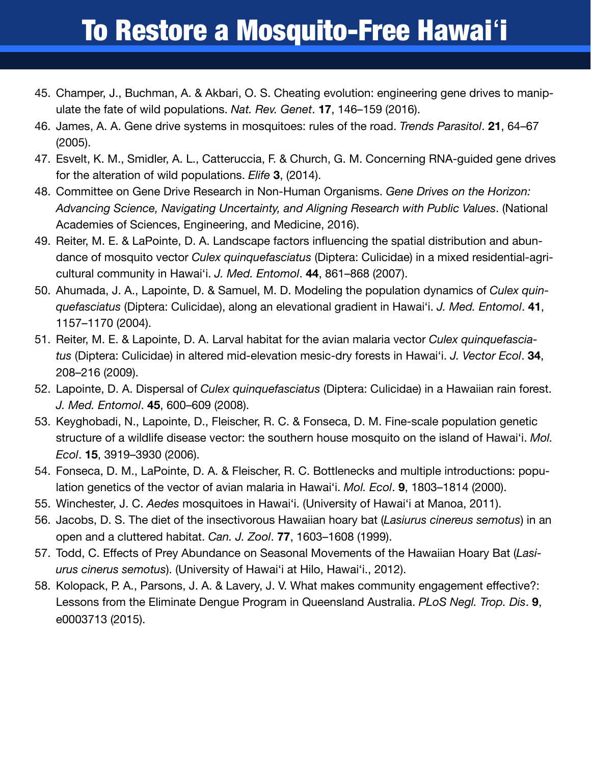45. Champer, J., Buchman, A. & Akbari, O. S. Cheating evolution: engineering gene drives to manipulate the fate of wild populations. *Nat. Rev. Genet*. **17**, 146–159 (2016).
46. James, A. A. Gene drive systems in mosquitoes: rules of the road. *Trends Parasitol*. **21**, 64–67 (2005).
47. Esvelt, K. M., Smidler, A. L., Catteruccia, F. & Church, G. M. Concerning RNA-guided gene drives for the alteration of wild populations. *Elife* **3**, (2014).
48. Committee on Gene Drive Research in Non-Human Organisms. *Gene Drives on the Horizon: Advancing Science, Navigating Uncertainty, and Aligning Research with Public Values*. (National Academies of Sciences, Engineering, and Medicine, 2016).
49. Reiter, M. E. & LaPointe, D. A. Landscape factors influencing the spatial distribution and abundance of mosquito vector *Culex quinquefasciatus* (Diptera: Culicidae) in a mixed residential-agricultural community in Hawaiʻi. *J. Med. Entomol*. **44**, 861–868 (2007).
50. Ahumada, J. A., Lapointe, D. & Samuel, M. D. Modeling the population dynamics of *Culex quinquefasciatus* (Diptera: Culicidae), along an elevational gradient in Hawaiʻi. *J. Med. Entomol*. **41**, 1157–1170 (2004).
51. Reiter, M. E. & Lapointe, D. A. Larval habitat for the avian malaria vector *Culex quinquefasciatus* (Diptera: Culicidae) in altered mid-elevation mesic-dry forests in Hawaiʻi. *J. Vector Ecol*. **34**, 208–216 (2009).
52. Lapointe, D. A. Dispersal of *Culex quinquefasciatus* (Diptera: Culicidae) in a Hawaiian rain forest. *J. Med. Entomol*. **45**, 600–609 (2008).
53. Keyghobadi, N., Lapointe, D., Fleischer, R. C. & Fonseca, D. M. Fine-scale population genetic structure of a wildlife disease vector: the southern house mosquito on the island of Hawaiʻi. *Mol. Ecol*. **15**, 3919–3930 (2006).
54. Fonseca, D. M., LaPointe, D. A. & Fleischer, R. C. Bottlenecks and multiple introductions: population genetics of the vector of avian malaria in Hawaiʻi. *Mol. Ecol*. **9**, 1803–1814 (2000).
55. Winchester, J. C. *Aedes* mosquitoes in Hawaiʻi. (University of Hawaiʻi at Manoa, 2011).
56. Jacobs, D. S. The diet of the insectivorous Hawaiian hoary bat (*Lasiurus cinereus semotus*) in an open and a cluttered habitat. *Can. J. Zool*. **77**, 1603–1608 (1999).
57. Todd, C. Effects of Prey Abundance on Seasonal Movements of the Hawaiian Hoary Bat (*Lasiurus cinerus semotus*). (University of Hawaiʻi at Hilo, Hawaiʻi., 2012).
58. Kolopack, P. A., Parsons, J. A. & Lavery, J. V. What makes community engagement effective?: Lessons from the Eliminate Dengue Program in Queensland Australia. *PLoS Negl. Trop. Dis*. **9**, e0003713 (2015).